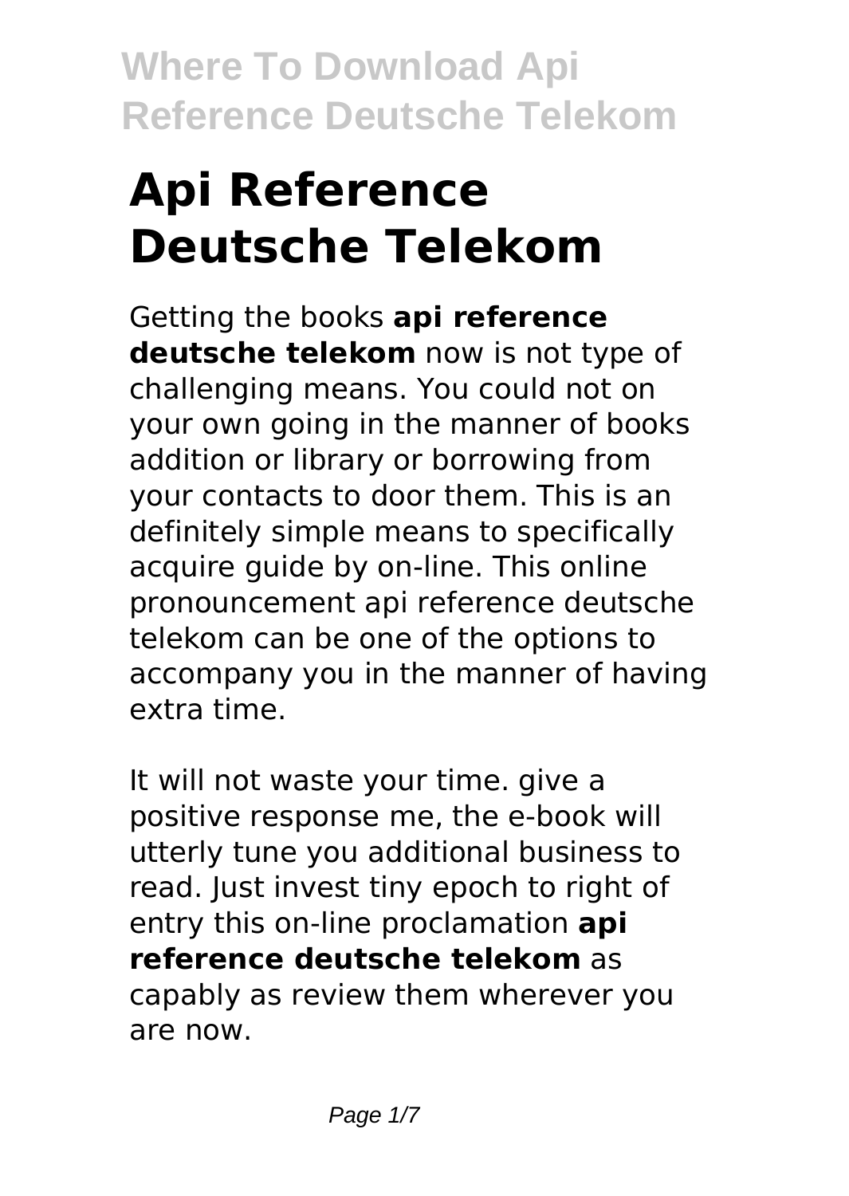# Api Reference Deutsche Telekom

Getting the books **api reference deutsche telekom** now is not type of challenging means. You could not on your own going in the manner of books addition or library or borrowing from your contacts to door them. This is an definitely simple means to specifically acquire guide by on-line. This online pronouncement api reference deutsche telekom can be one of the options to accompany you in the manner of having extra time.

It will not waste your time. give a positive response me, the e-book will utterly tune you additional business to read. Just invest tiny epoch to right of entry this on-line proclamation **api reference deutsche telekom** as capably as review them wherever you are now.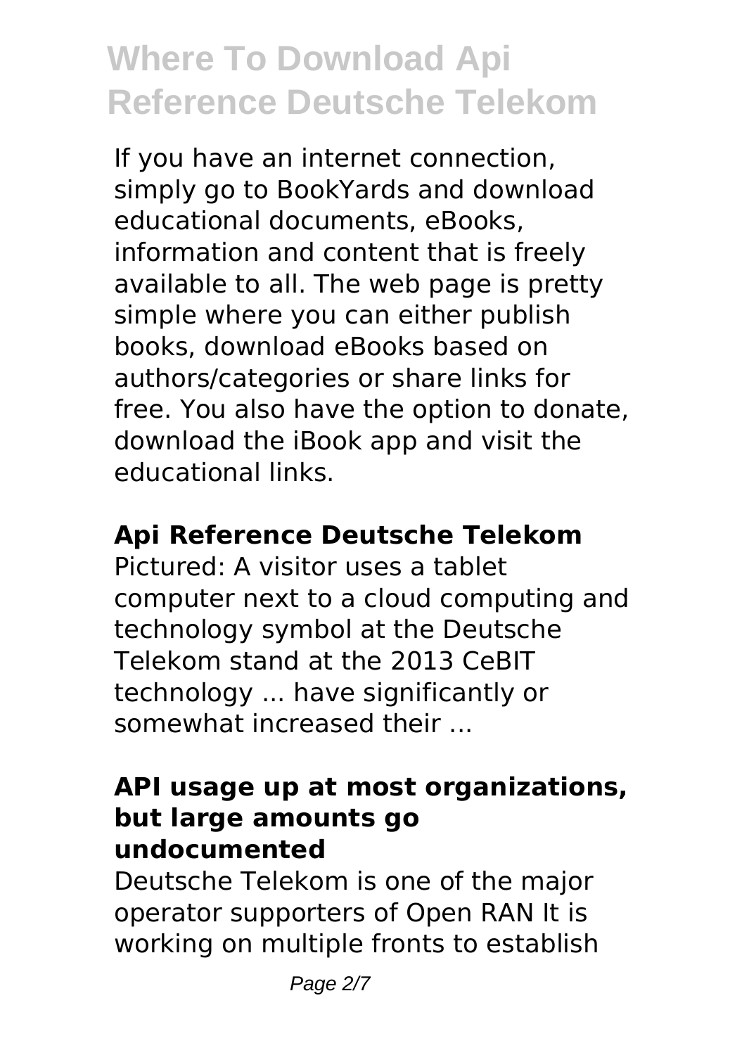If you have an internet connection, simply go to BookYards and download educational documents, eBooks, information and content that is freely available to all. The web page is pretty simple where you can either publish books, download eBooks based on authors/categories or share links for free. You also have the option to donate, download the iBook app and visit the educational links.

## Api Reference Deutsche Telekom

Pictured: A visitor uses a tablet computer next to a cloud computing and technology symbol at the Deutsche Telekom stand at the 2013 CeBIT technology ... have significantly or somewhat increased their ...

### API usage up at most organizations, but large amounts go undocumented

Deutsche Telekom is one of the major operator supporters of Open RAN It is working on multiple fronts to establish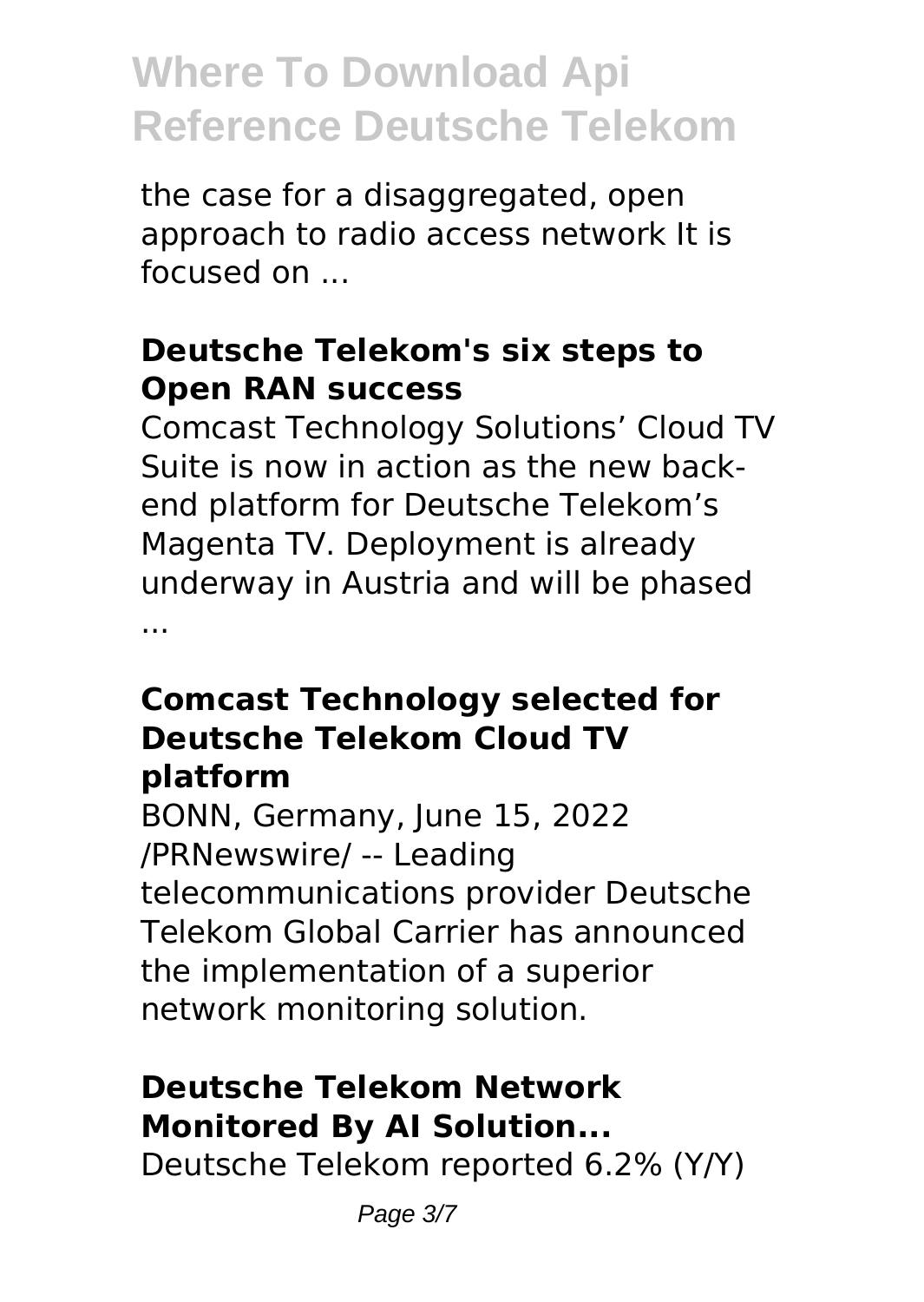the case for a disaggregated, open approach to radio access network It is focused on ...

### Deutsche Telekom's six steps to Open RAN success

Comcast Technology Solutions' Cloud TV Suite is now in action as the new back-end platform for Deutsche Telekom's Magenta TV. Deployment is already underway in Austria and will be phased ...

### Comcast Technology selected for Deutsche Telekom Cloud TV platform

BONN, Germany, June 15, 2022 /PRNewswire/ -- Leading telecommunications provider Deutsche Telekom Global Carrier has announced the implementation of a superior network monitoring solution.

### Deutsche Telekom Network Monitored By AI Solution...

Deutsche Telekom reported 6.2% (Y/Y)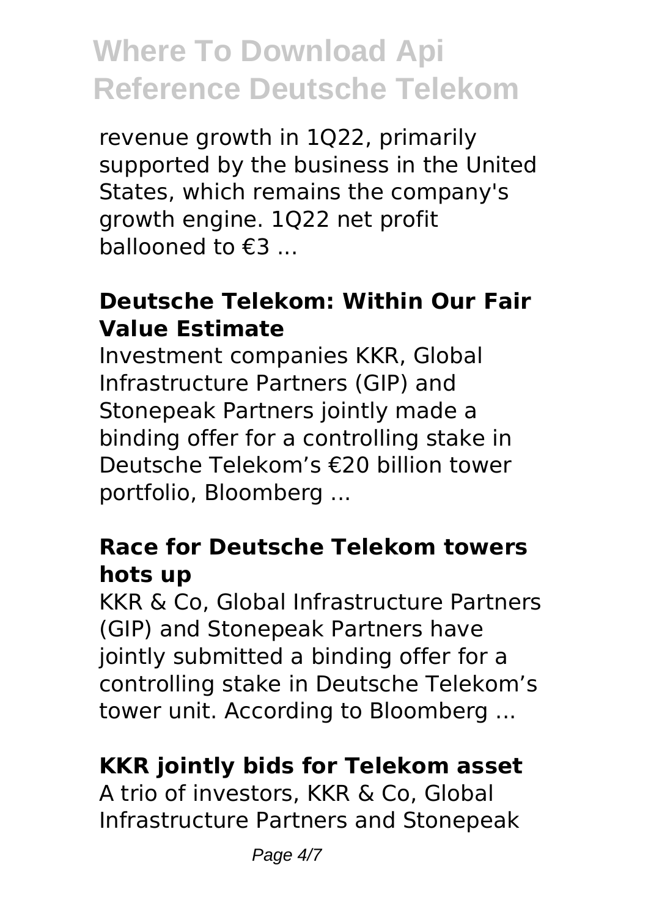revenue growth in 1Q22, primarily supported by the business in the United States, which remains the company's growth engine. 1Q22 net profit ballooned to €3 ...

### Deutsche Telekom: Within Our Fair Value Estimate

Investment companies KKR, Global Infrastructure Partners (GIP) and Stonepeak Partners jointly made a binding offer for a controlling stake in Deutsche Telekom's €20 billion tower portfolio, Bloomberg ...

### Race for Deutsche Telekom towers hots up

KKR & Co, Global Infrastructure Partners (GIP) and Stonepeak Partners have jointly submitted a binding offer for a controlling stake in Deutsche Telekom's tower unit. According to Bloomberg ...

### KKR jointly bids for Telekom asset

A trio of investors, KKR & Co, Global Infrastructure Partners and Stonepeak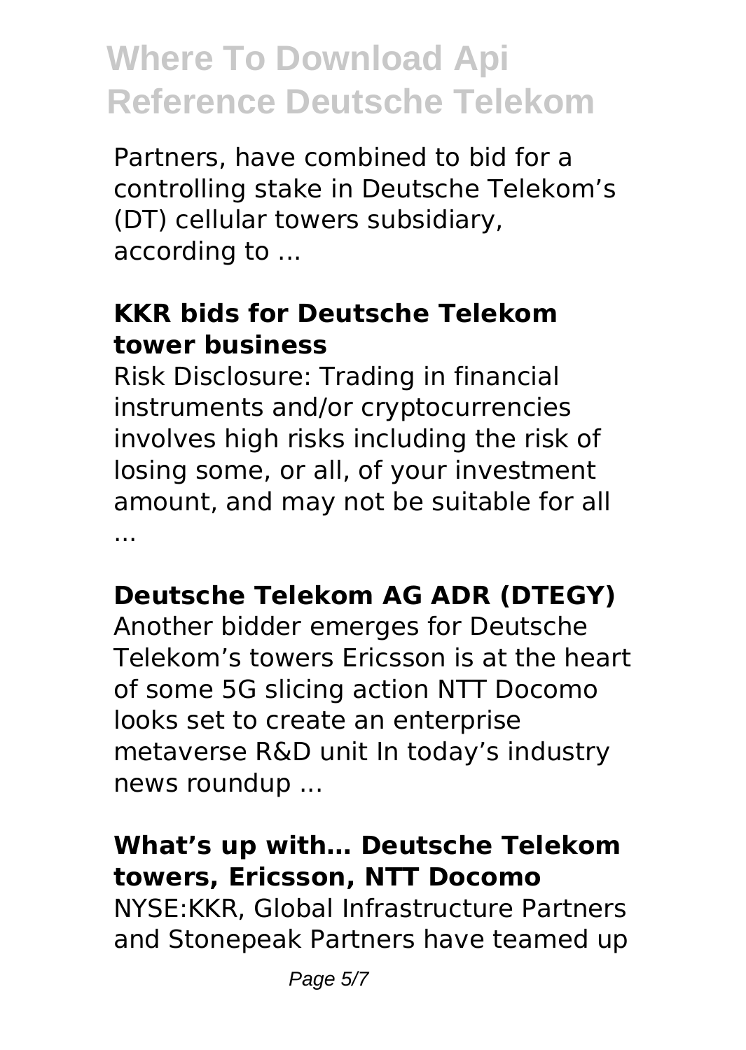Partners, have combined to bid for a controlling stake in Deutsche Telekom's (DT) cellular towers subsidiary, according to ...

**KKR bids for Deutsche Telekom tower business**

Risk Disclosure: Trading in financial instruments and/or cryptocurrencies involves high risks including the risk of losing some, or all, of your investment amount, and may not be suitable for all ...

**Deutsche Telekom AG ADR (DTEGY)**

Another bidder emerges for Deutsche Telekom's towers Ericsson is at the heart of some 5G slicing action NTT Docomo looks set to create an enterprise metaverse R&D unit In today's industry news roundup ...

**What's up with… Deutsche Telekom towers, Ericsson, NTT Docomo**

NYSE:KKR, Global Infrastructure Partners and Stonepeak Partners have teamed up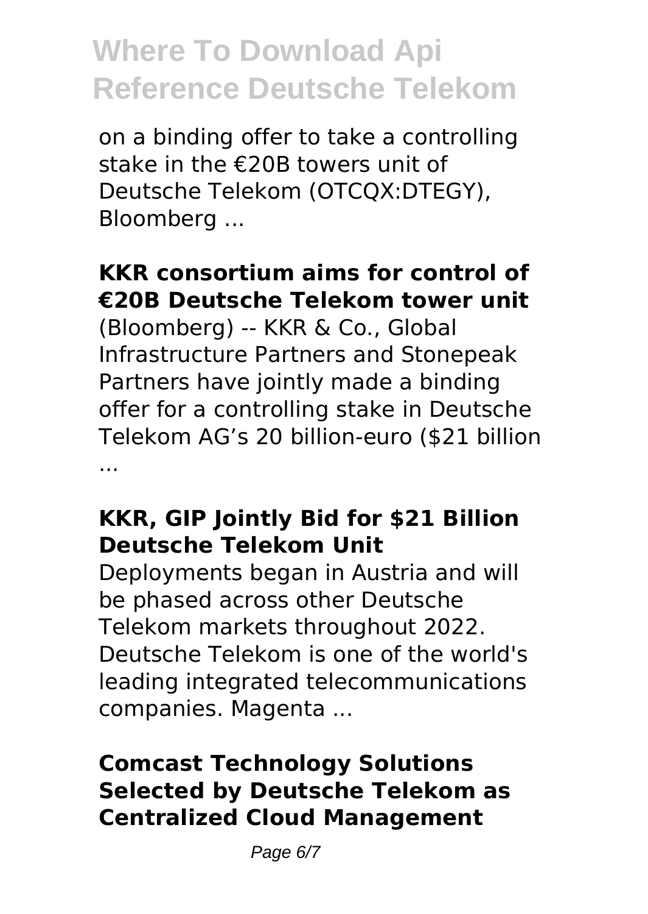on a binding offer to take a controlling stake in the €20B towers unit of Deutsche Telekom (OTCQX:DTEGY), Bloomberg ...

### KKR consortium aims for control of €20B Deutsche Telekom tower unit

(Bloomberg) -- KKR & Co., Global Infrastructure Partners and Stonepeak Partners have jointly made a binding offer for a controlling stake in Deutsche Telekom AG's 20 billion-euro ($21 billion ...

### KKR, GIP Jointly Bid for $21 Billion Deutsche Telekom Unit

Deployments began in Austria and will be phased across other Deutsche Telekom markets throughout 2022. Deutsche Telekom is one of the world's leading integrated telecommunications companies. Magenta ...

### Comcast Technology Solutions Selected by Deutsche Telekom as Centralized Cloud Management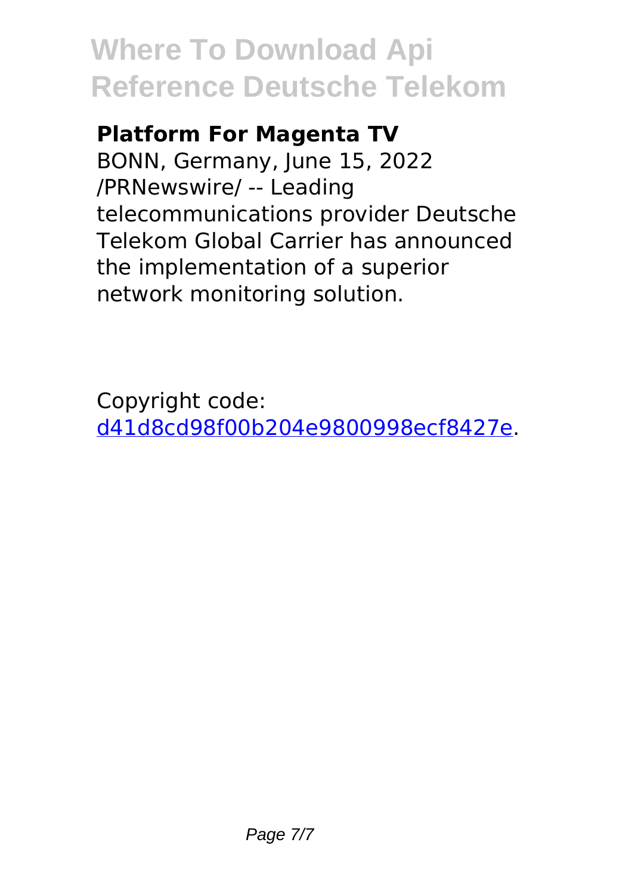**Platform For Magenta TV**

BONN, Germany, June 15, 2022 /PRNewswire/ -- Leading telecommunications provider Deutsche Telekom Global Carrier has announced the implementation of a superior network monitoring solution.

Copyright code: d41d8cd98f00b204e9800998ecf8427e.